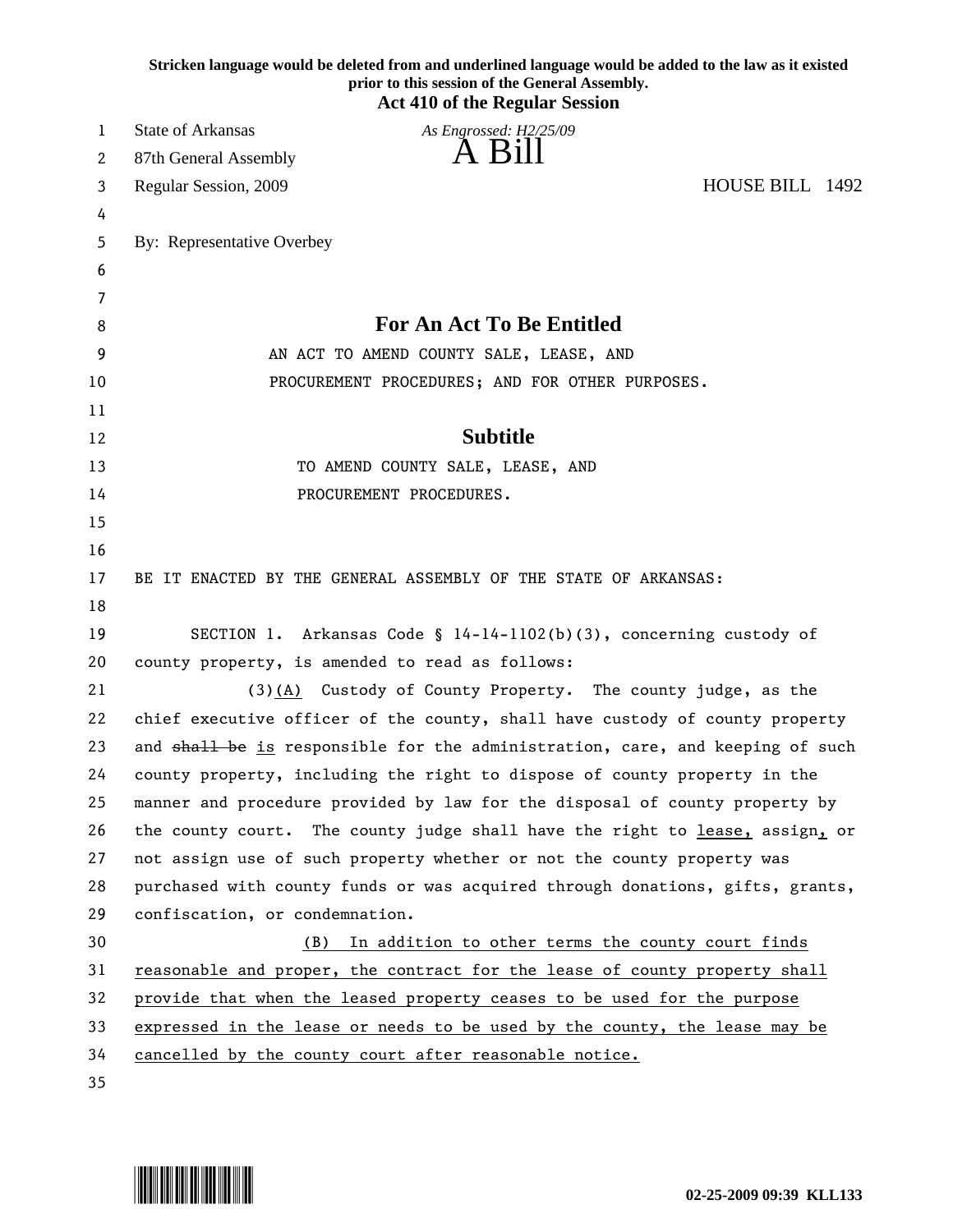Stricken language would be deleted from and underlined language would be added to the law as it existed prior to this session of the General Assembly.

**Act 410 of the Regular Session**

State of Arkansas
*As Engrossed: H2/25/09*
87th General Assembly
# A Bill
Regular Session, 2009 HOUSE BILL 1492

By: Representative Overbey

## For An Act To Be Entitled

AN ACT TO AMEND COUNTY SALE, LEASE, AND PROCUREMENT PROCEDURES; AND FOR OTHER PURPOSES.

## Subtitle

TO AMEND COUNTY SALE, LEASE, AND PROCUREMENT PROCEDURES.

BE IT ENACTED BY THE GENERAL ASSEMBLY OF THE STATE OF ARKANSAS:

SECTION 1. Arkansas Code § 14-14-1102(b)(3), concerning custody of county property, is amended to read as follows:

(3)<u>(A)</u> Custody of County Property. The county judge, as the chief executive officer of the county, shall have custody of county property and ~~shall be~~ <u>is</u> responsible for the administration, care, and keeping of such county property, including the right to dispose of county property in the manner and procedure provided by law for the disposal of county property by the county court. The county judge shall have the right to <u>lease,</u> assign<u>,</u> or not assign use of such property whether or not the county property was purchased with county funds or was acquired through donations, gifts, grants, confiscation, or condemnation.

<u>(B) In addition to other terms the county court finds reasonable and proper, the contract for the lease of county property shall provide that when the leased property ceases to be used for the purpose expressed in the lease or needs to be used by the county, the lease may be cancelled by the county court after reasonable notice.</u>

02-25-2009 09:39 KLL133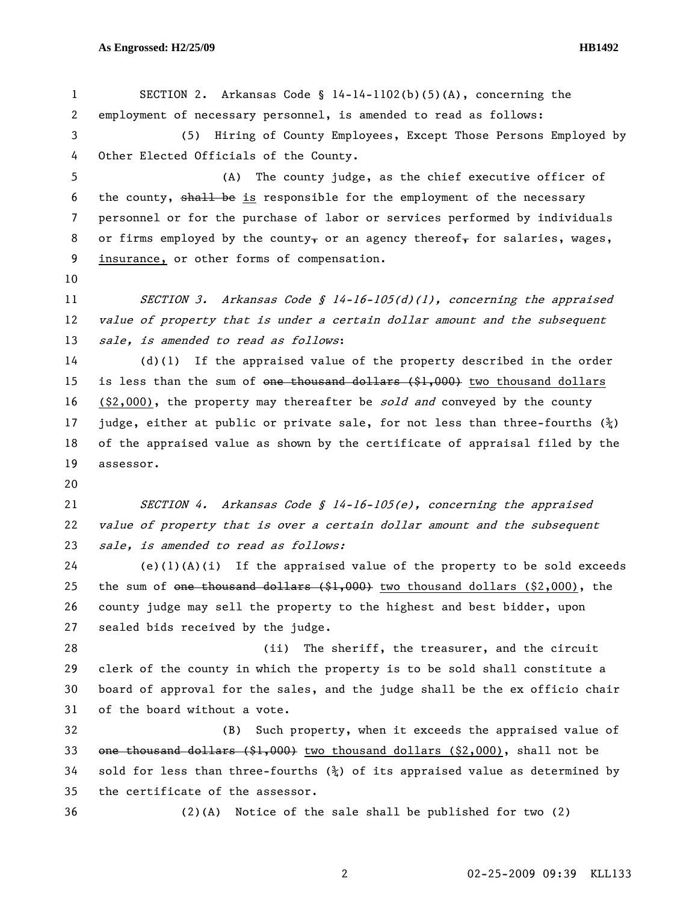SECTION 2. Arkansas Code § 14-14-1102(b)(5)(A), concerning the employment of necessary personnel, is amended to read as follows:

(5) Hiring of County Employees, Except Those Persons Employed by Other Elected Officials of the County.

(A) The county judge, as the chief executive officer of the county, ~~shall be~~ <u>is</u> responsible for the employment of the necessary personnel or for the purchase of labor or services performed by individuals or firms employed by the county~~,~~ or an agency thereof~~,~~ for salaries, wages, <u>insurance,</u> or other forms of compensation.

*SECTION 3. Arkansas Code § 14-16-105(d)(1), concerning the appraised value of property that is under a certain dollar amount and the subsequent sale, is amended to read as follows*:

(d)(1) If the appraised value of the property described in the order is less than the sum of ~~one thousand dollars ($1,000)~~ <u>two thousand dollars ($2,000)</u>, the property may thereafter be *sold and* conveyed by the county judge, either at public or private sale, for not less than three-fourths (¾) of the appraised value as shown by the certificate of appraisal filed by the assessor.

*SECTION 4. Arkansas Code § 14-16-105(e), concerning the appraised value of property that is over a certain dollar amount and the subsequent sale, is amended to read as follows:*

(e)(1)(A)(i) If the appraised value of the property to be sold exceeds the sum of ~~one thousand dollars ($1,000)~~ <u>two thousand dollars ($2,000)</u>, the county judge may sell the property to the highest and best bidder, upon sealed bids received by the judge.

(ii) The sheriff, the treasurer, and the circuit clerk of the county in which the property is to be sold shall constitute a board of approval for the sales, and the judge shall be the ex officio chair of the board without a vote.

(B) Such property, when it exceeds the appraised value of ~~one thousand dollars ($1,000)~~ <u>two thousand dollars ($2,000)</u>, shall not be sold for less than three-fourths (¾) of its appraised value as determined by the certificate of the assessor.

(2)(A) Notice of the sale shall be published for two (2)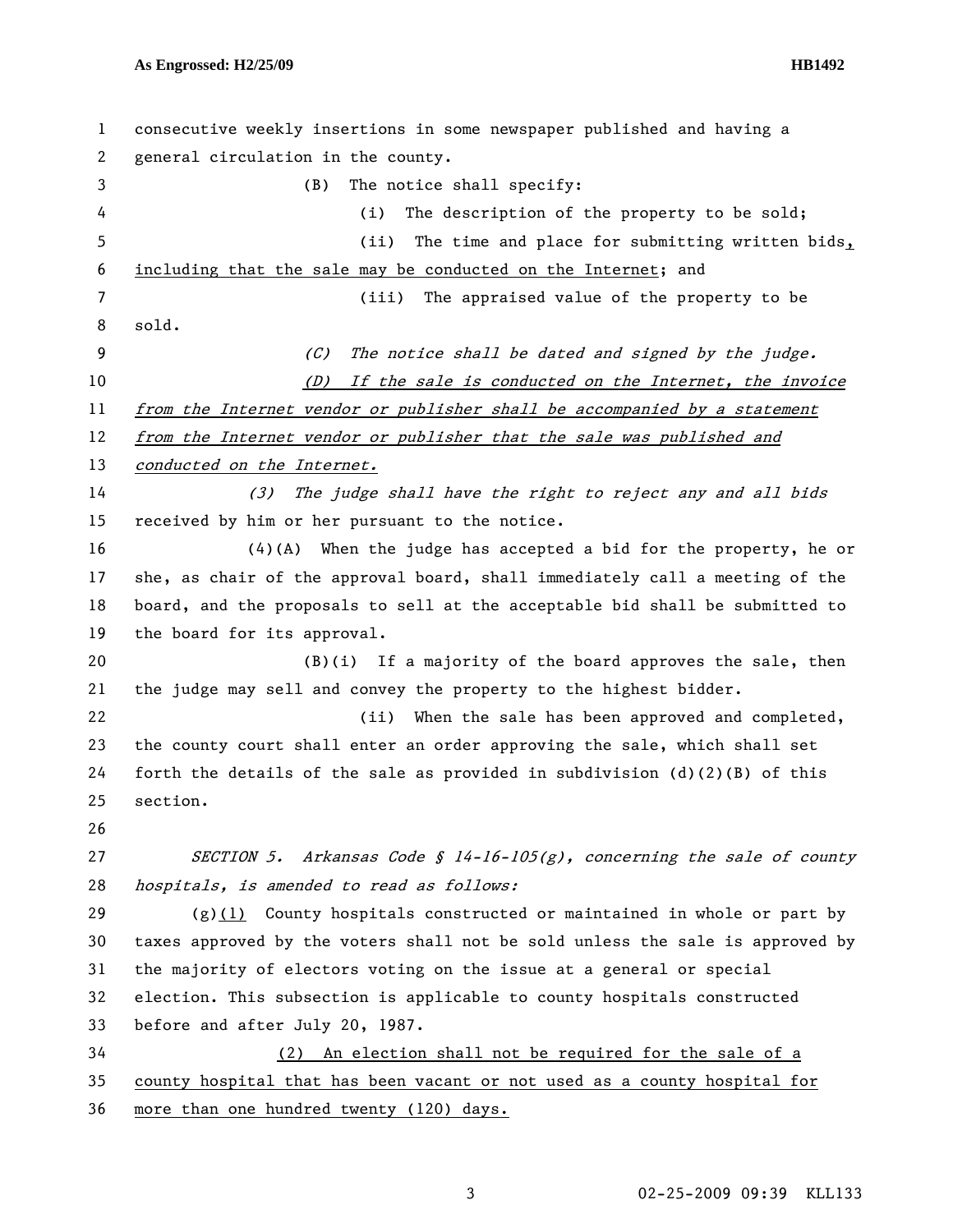consecutive weekly insertions in some newspaper published and having a general circulation in the county.

(B) The notice shall specify:

(i) The description of the property to be sold;

(ii) The time and place for submitting written bids, including that the sale may be conducted on the Internet; and

(iii) The appraised value of the property to be sold.

*(C) The notice shall be dated and signed by the judge.*

*(D) If the sale is conducted on the Internet, the invoice from the Internet vendor or publisher shall be accompanied by a statement from the Internet vendor or publisher that the sale was published and conducted on the Internet.*

*(3) The judge shall have the right to reject any and all bids* received by him or her pursuant to the notice.

(4)(A) When the judge has accepted a bid for the property, he or she, as chair of the approval board, shall immediately call a meeting of the board, and the proposals to sell at the acceptable bid shall be submitted to the board for its approval.

(B)(i) If a majority of the board approves the sale, then the judge may sell and convey the property to the highest bidder.

(ii) When the sale has been approved and completed, the county court shall enter an order approving the sale, which shall set forth the details of the sale as provided in subdivision (d)(2)(B) of this section.

*SECTION 5. Arkansas Code § 14-16-105(g), concerning the sale of county hospitals, is amended to read as follows:*

(g)(1) County hospitals constructed or maintained in whole or part by taxes approved by the voters shall not be sold unless the sale is approved by the majority of electors voting on the issue at a general or special election. This subsection is applicable to county hospitals constructed before and after July 20, 1987.

(2) An election shall not be required for the sale of a county hospital that has been vacant or not used as a county hospital for more than one hundred twenty (120) days.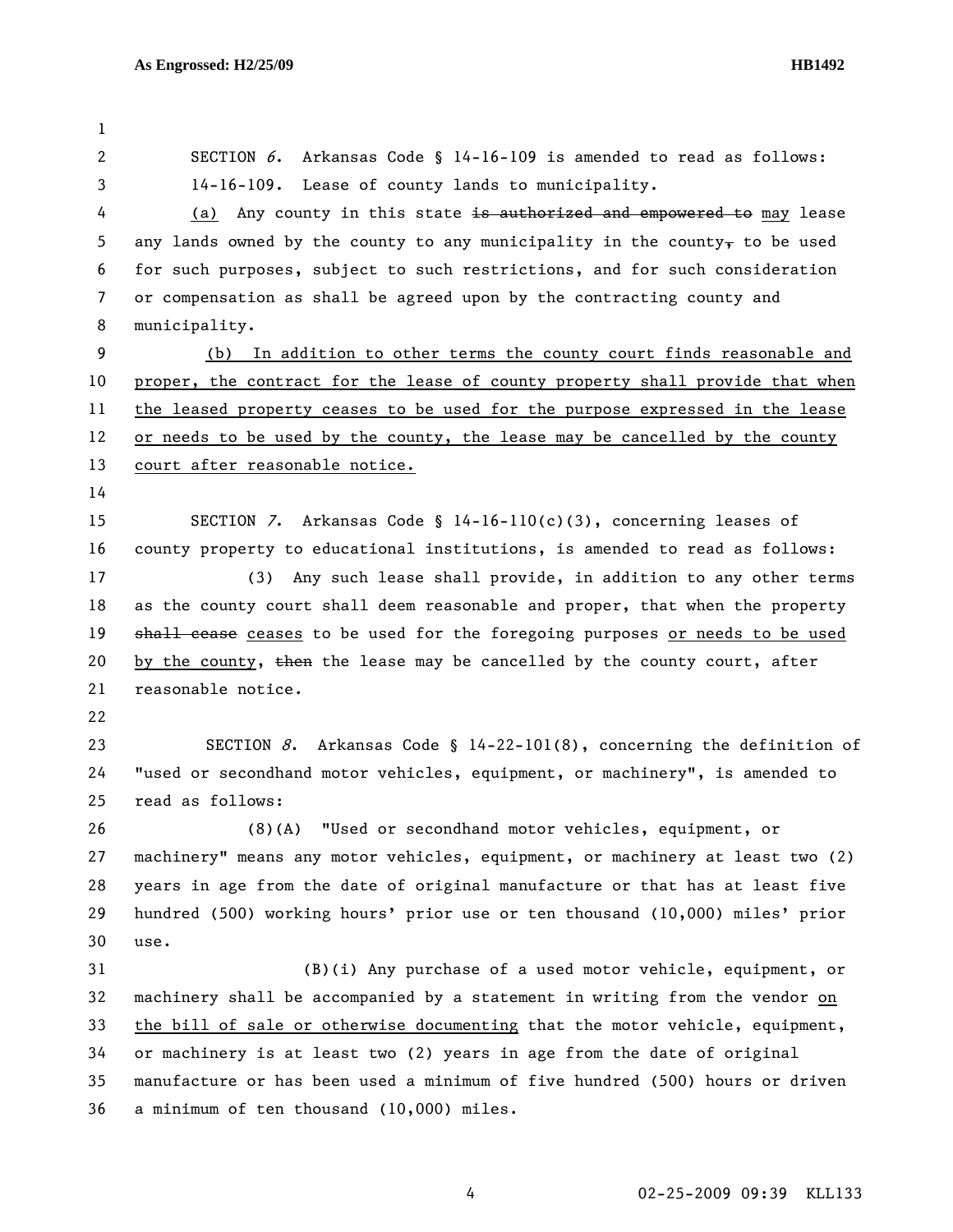SECTION *6*. Arkansas Code § 14-16-109 is amended to read as follows:

14-16-109. Lease of county lands to municipality.

(a) Any county in this state ~~is authorized and empowered to~~ may lease any lands owned by the county to any municipality in the county~~,~~ to be used for such purposes, subject to such restrictions, and for such consideration or compensation as shall be agreed upon by the contracting county and municipality.

(b) In addition to other terms the county court finds reasonable and proper, the contract for the lease of county property shall provide that when the leased property ceases to be used for the purpose expressed in the lease or needs to be used by the county, the lease may be cancelled by the county court after reasonable notice.

SECTION *7*. Arkansas Code § 14-16-110(c)(3), concerning leases of county property to educational institutions, is amended to read as follows:

(3) Any such lease shall provide, in addition to any other terms as the county court shall deem reasonable and proper, that when the property ~~shall cease~~ ceases to be used for the foregoing purposes or needs to be used by the county, ~~then~~ the lease may be cancelled by the county court, after reasonable notice.

SECTION *8*. Arkansas Code § 14-22-101(8), concerning the definition of "used or secondhand motor vehicles, equipment, or machinery", is amended to read as follows:

(8)(A) "Used or secondhand motor vehicles, equipment, or machinery" means any motor vehicles, equipment, or machinery at least two (2) years in age from the date of original manufacture or that has at least five hundred (500) working hours' prior use or ten thousand (10,000) miles' prior use.

(B)(i) Any purchase of a used motor vehicle, equipment, or machinery shall be accompanied by a statement in writing from the vendor on the bill of sale or otherwise documenting that the motor vehicle, equipment, or machinery is at least two (2) years in age from the date of original manufacture or has been used a minimum of five hundred (500) hours or driven a minimum of ten thousand (10,000) miles.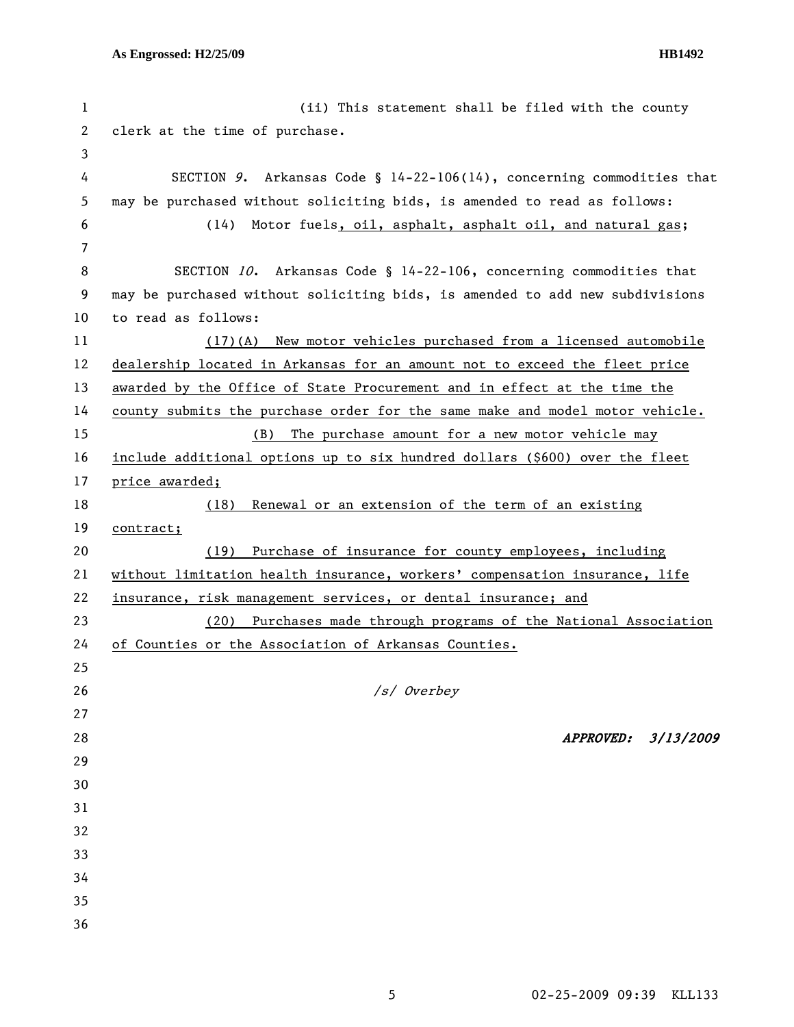(ii) This statement shall be filed with the county clerk at the time of purchase.

SECTION *9*. Arkansas Code § 14-22-106(14), concerning commodities that may be purchased without soliciting bids, is amended to read as follows:

(14) Motor fuels, oil, asphalt, asphalt oil, and natural gas;

SECTION *10*. Arkansas Code § 14-22-106, concerning commodities that may be purchased without soliciting bids, is amended to add new subdivisions to read as follows:

(17)(A) New motor vehicles purchased from a licensed automobile dealership located in Arkansas for an amount not to exceed the fleet price awarded by the Office of State Procurement and in effect at the time the county submits the purchase order for the same make and model motor vehicle.

(B) The purchase amount for a new motor vehicle may include additional options up to six hundred dollars ($600) over the fleet price awarded;

(18) Renewal or an extension of the term of an existing contract;

(19) Purchase of insurance for county employees, including without limitation health insurance, workers' compensation insurance, life insurance, risk management services, or dental insurance; and

(20) Purchases made through programs of the National Association of Counties or the Association of Arkansas Counties.

*/s/ Overbey*

***APPROVED: 3/13/2009***